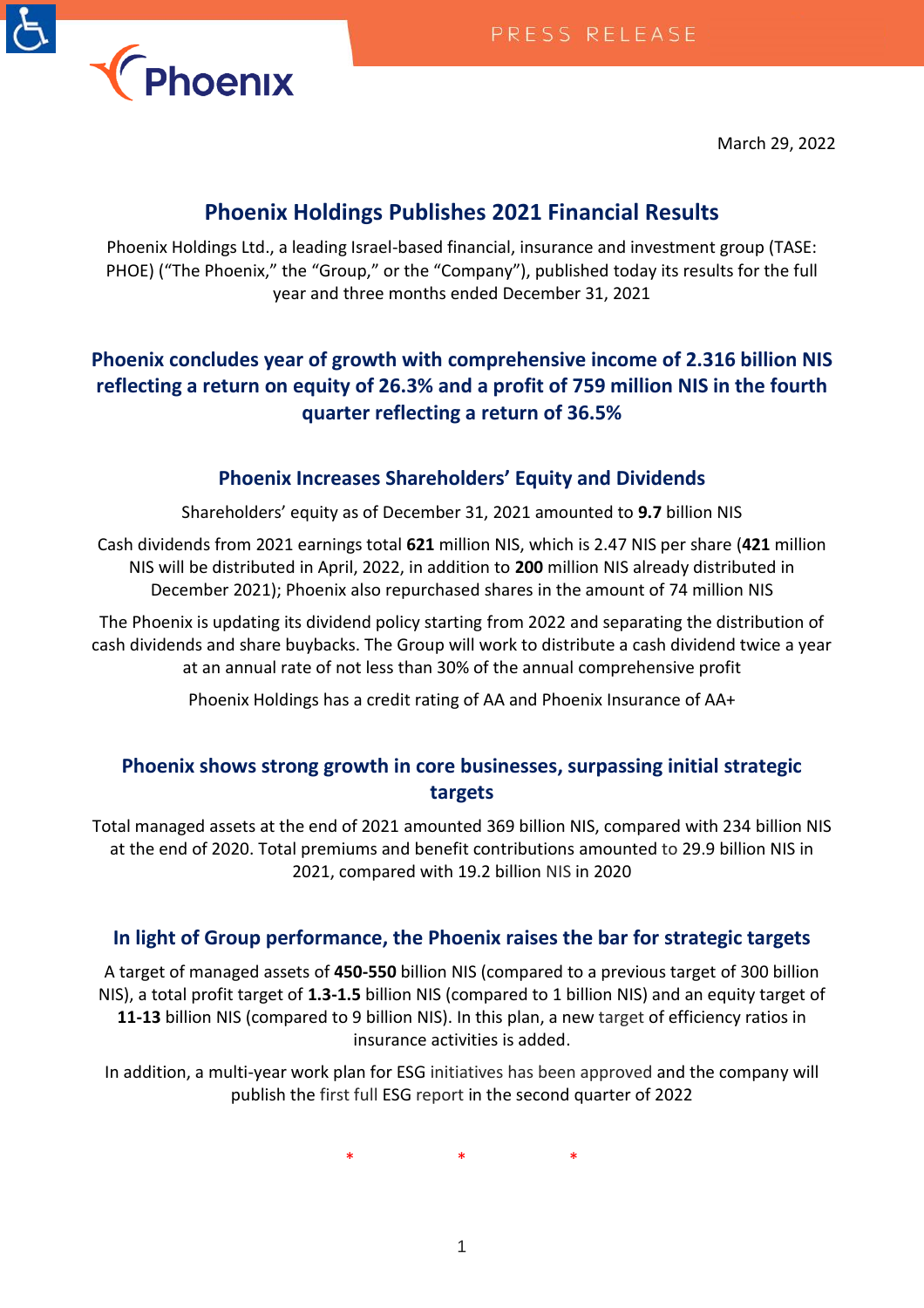PRESS RELEASE

March 29, 2022

# Phoenix Holdings Publishes 2021 Financial Results

Phoenix Holdings Ltd., a leading Israel-based financial, insurance and investment group (TASE: PHOE) ("The Phoenix," the "Group," or the "Company"), published today its results for the full year and three months ended December 31, 2021

## Phoenix concludes year of growth with comprehensive income of 2.316 billion NIS reflecting a return on equity of 26.3% and a profit of 759 million NIS in the fourth quarter reflecting a return of 36.5%

### Phoenix Increases Shareholders' Equity and Dividends

Shareholders' equity as of December 31, 2021 amounted to **9.7** billion NIS

Cash dividends from 2021 earnings total **621** million NIS, which is 2.47 NIS per share (**421** million NIS will be distributed in April, 2022, in addition to **200** million NIS already distributed in December 2021); Phoenix also repurchased shares in the amount of 74 million NIS

The Phoenix is updating its dividend policy starting from 2022 and separating the distribution of cash dividends and share buybacks. The Group will work to distribute a cash dividend twice a year at an annual rate of not less than 30% of the annual comprehensive profit

Phoenix Holdings has a credit rating of AA and Phoenix Insurance of AA+

### Phoenix shows strong growth in core businesses, surpassing initial strategic targets

Total managed assets at the end of 2021 amounted 369 billion NIS, compared with 234 billion NIS at the end of 2020. Total premiums and benefit contributions amounted to 29.9 billion NIS in 2021, compared with 19.2 billion NIS in 2020

### In light of Group performance, the Phoenix raises the bar for strategic targets

A target of managed assets of **450-550** billion NIS (compared to a previous target of 300 billion NIS), a total profit target of **1.3-1.5** billion NIS (compared to 1 billion NIS) and an equity target of **11-13** billion NIS (compared to 9 billion NIS). In this plan, a new target of efficiency ratios in insurance activities is added.

In addition, a multi-year work plan for ESG initiatives has been approved and the company will publish the first full ESG report in the second quarter of 2022

\*　　　\*　　　\*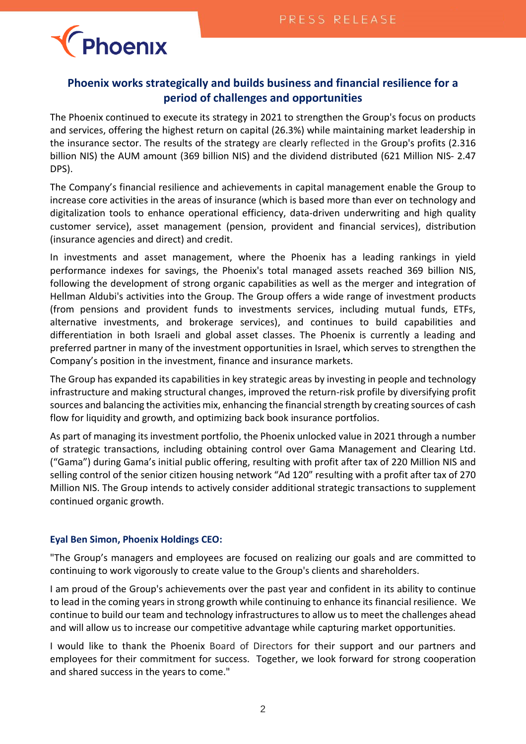## Phoenix works strategically and builds business and financial resilience for a period of challenges and opportunities

The Phoenix continued to execute its strategy in 2021 to strengthen the Group's focus on products and services, offering the highest return on capital (26.3%) while maintaining market leadership in the insurance sector. The results of the strategy are clearly reflected in the Group's profits (2.316 billion NIS) the AUM amount (369 billion NIS) and the dividend distributed (621 Million NIS- 2.47 DPS).

The Company's financial resilience and achievements in capital management enable the Group to increase core activities in the areas of insurance (which is based more than ever on technology and digitalization tools to enhance operational efficiency, data-driven underwriting and high quality customer service), asset management (pension, provident and financial services), distribution (insurance agencies and direct) and credit.

In investments and asset management, where the Phoenix has a leading rankings in yield performance indexes for savings, the Phoenix's total managed assets reached 369 billion NIS, following the development of strong organic capabilities as well as the merger and integration of Hellman Aldubi's activities into the Group. The Group offers a wide range of investment products (from pensions and provident funds to investments services, including mutual funds, ETFs, alternative investments, and brokerage services), and continues to build capabilities and differentiation in both Israeli and global asset classes. The Phoenix is currently a leading and preferred partner in many of the investment opportunities in Israel, which serves to strengthen the Company's position in the investment, finance and insurance markets.

The Group has expanded its capabilities in key strategic areas by investing in people and technology infrastructure and making structural changes, improved the return-risk profile by diversifying profit sources and balancing the activities mix, enhancing the financial strength by creating sources of cash flow for liquidity and growth, and optimizing back book insurance portfolios.

As part of managing its investment portfolio, the Phoenix unlocked value in 2021 through a number of strategic transactions, including obtaining control over Gama Management and Clearing Ltd. ("Gama") during Gama's initial public offering, resulting with profit after tax of 220 Million NIS and selling control of the senior citizen housing network "Ad 120" resulting with a profit after tax of 270 Million NIS. The Group intends to actively consider additional strategic transactions to supplement continued organic growth.

### Eyal Ben Simon, Phoenix Holdings CEO:

"The Group's managers and employees are focused on realizing our goals and are committed to continuing to work vigorously to create value to the Group's clients and shareholders.

I am proud of the Group's achievements over the past year and confident in its ability to continue to lead in the coming years in strong growth while continuing to enhance its financial resilience. We continue to build our team and technology infrastructures to allow us to meet the challenges ahead and will allow us to increase our competitive advantage while capturing market opportunities.

I would like to thank the Phoenix Board of Directors for their support and our partners and employees for their commitment for success. Together, we look forward for strong cooperation and shared success in the years to come."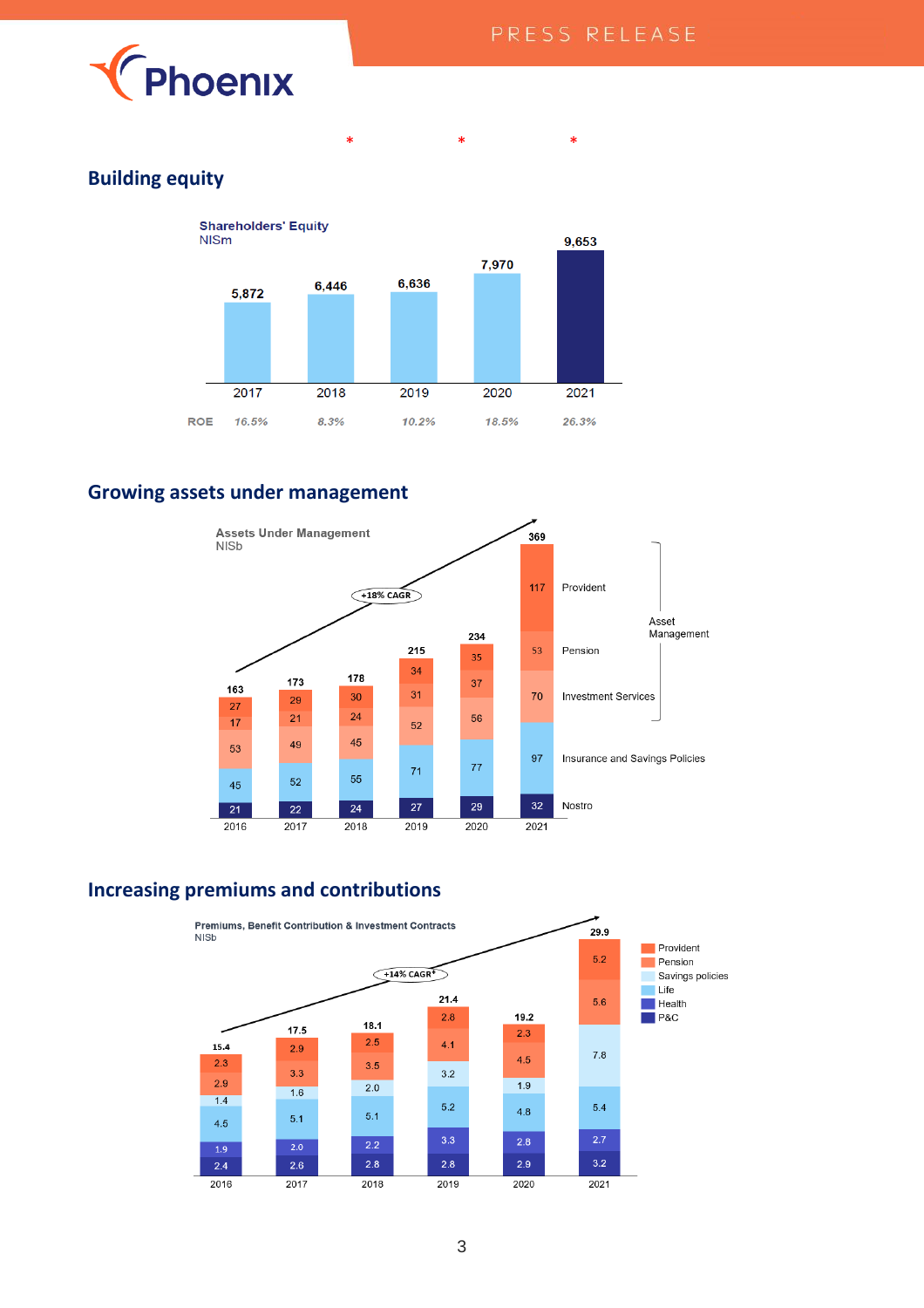# Building equity

**Shareholders' Equity**
NISm

| | 2017 | 2018 | 2019 | 2020 | 2021 |
|---|---|---|---|---|---|
| Shareholders' Equity | 5,872 | 6,446 | 6,636 | 7,970 | 9,653 |
| ROE | 16.5% | 8.3% | 10.2% | 18.5% | 26.3% |

# Growing assets under management

**Assets Under Management**
NISb

+18% CAGR

| | 2016 | 2017 | 2018 | 2019 | 2020 | 2021 |
|---|---|---|---|---|---|---|
| Provident | 27 | 29 | 30 | 34 | 35 | 117 |
| Pension | 17 | 21 | 24 | 31 | 37 | 53 |
| Investment Services | 53 | 49 | 45 | 52 | 56 | 70 |
| Insurance and Savings Policies | 45 | 52 | 55 | 71 | 77 | 97 |
| Nostro | 21 | 22 | 24 | 27 | 29 | 32 |
| Total | 163 | 173 | 178 | 215 | 234 | 369 |

Asset Management: Provident, Pension, Investment Services

# Increasing premiums and contributions

**Premiums, Benefit Contribution & Investment Contracts**
NISb

+14% CAGR*

| | 2016 | 2017 | 2018 | 2019 | 2020 | 2021 |
|---|---|---|---|---|---|---|
| Provident | 2.3 | 2.9 | 2.5 | 2.8 | 2.3 | 5.2 |
| Pension | 2.9 | 3.3 | 3.5 | 4.1 | 4.5 | 5.6 |
| Savings policies | 1.4 | 1.6 | 2.0 | 3.2 | 1.9 | 7.8 |
| Life | 4.5 | 5.1 | 5.1 | 5.2 | 4.8 | 5.4 |
| Health | 1.9 | 2.0 | 2.2 | 3.3 | 2.8 | 2.7 |
| P&C | 2.4 | 2.6 | 2.8 | 2.8 | 2.9 | 3.2 |
| Total | 15.4 | 17.5 | 18.1 | 21.4 | 19.2 | 29.9 |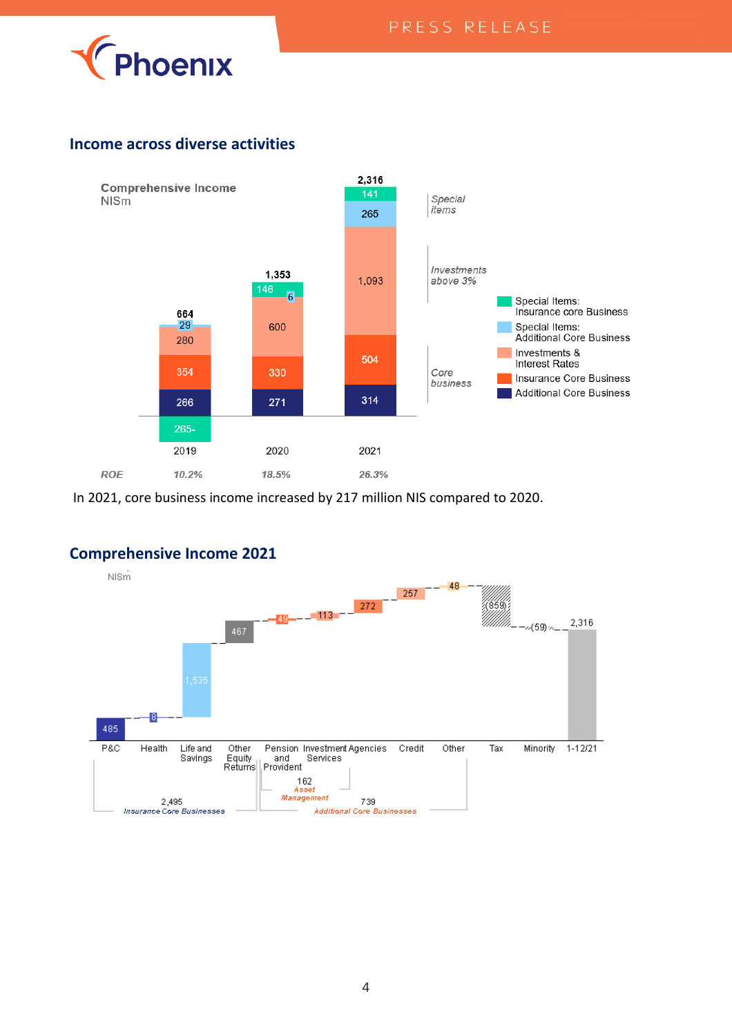## Income across diverse activities

**Comprehensive Income**
NISm

| | 2019 | 2020 | 2021 |
|---|---|---|---|
| Special Items: Insurance core Business | 265- | 146 | 141 |
| Special Items: Additional Core Business | 29 | 6 | 265 |
| Investments & Interest Rates | 280 | 600 | 1,093 |
| Insurance Core Business | 354 | 330 | 504 |
| Additional Core Business | 266 | 271 | 314 |
| Total | 664 | 1,353 | 2,316 |
| ROE | 10.2% | 18.5% | 26.3% |

*Special items*; *Investments above 3%*; *Core business*

In 2021, core business income increased by 217 million NIS compared to 2020.

## Comprehensive Income 2021

NISm

| P&C | Health | Life and Savings | Other Equity Returns | Pension and Provident | Investment Services | Agencies | Credit | Other | Tax | Minority | 1-12/21 |
|---|---|---|---|---|---|---|---|---|---|---|---|
| 485 | 8 | 1,535 | 467 | 49 | 113 | 272 | 257 | 48 | (859) | (59) | 2,316 |

2,495 *Insurance Core Businesses*

162 *Asset Management*

739 *Additional Core Businesses*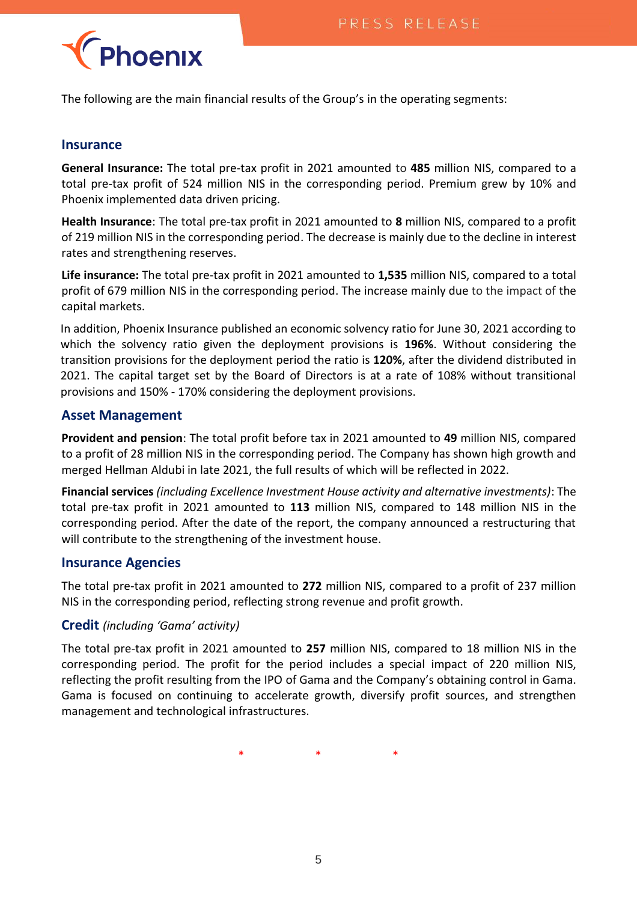The following are the main financial results of the Group's in the operating segments:

## Insurance

**General Insurance:** The total pre-tax profit in 2021 amounted to **485** million NIS, compared to a total pre-tax profit of 524 million NIS in the corresponding period. Premium grew by 10% and Phoenix implemented data driven pricing.

**Health Insurance**: The total pre-tax profit in 2021 amounted to **8** million NIS, compared to a profit of 219 million NIS in the corresponding period. The decrease is mainly due to the decline in interest rates and strengthening reserves.

**Life insurance:** The total pre-tax profit in 2021 amounted to **1,535** million NIS, compared to a total profit of 679 million NIS in the corresponding period. The increase mainly due to the impact of the capital markets.

In addition, Phoenix Insurance published an economic solvency ratio for June 30, 2021 according to which the solvency ratio given the deployment provisions is **196%**. Without considering the transition provisions for the deployment period the ratio is **120%**, after the dividend distributed in 2021. The capital target set by the Board of Directors is at a rate of 108% without transitional provisions and 150% - 170% considering the deployment provisions.

## Asset Management

**Provident and pension**: The total profit before tax in 2021 amounted to **49** million NIS, compared to a profit of 28 million NIS in the corresponding period. The Company has shown high growth and merged Hellman Aldubi in late 2021, the full results of which will be reflected in 2022.

**Financial services** *(including Excellence Investment House activity and alternative investments)*: The total pre-tax profit in 2021 amounted to **113** million NIS, compared to 148 million NIS in the corresponding period. After the date of the report, the company announced a restructuring that will contribute to the strengthening of the investment house.

## Insurance Agencies

The total pre-tax profit in 2021 amounted to **272** million NIS, compared to a profit of 237 million NIS in the corresponding period, reflecting strong revenue and profit growth.

## Credit *(including 'Gama' activity)*

The total pre-tax profit in 2021 amounted to **257** million NIS, compared to 18 million NIS in the corresponding period. The profit for the period includes a special impact of 220 million NIS, reflecting the profit resulting from the IPO of Gama and the Company's obtaining control in Gama. Gama is focused on continuing to accelerate growth, diversify profit sources, and strengthen management and technological infrastructures.

\* \* \*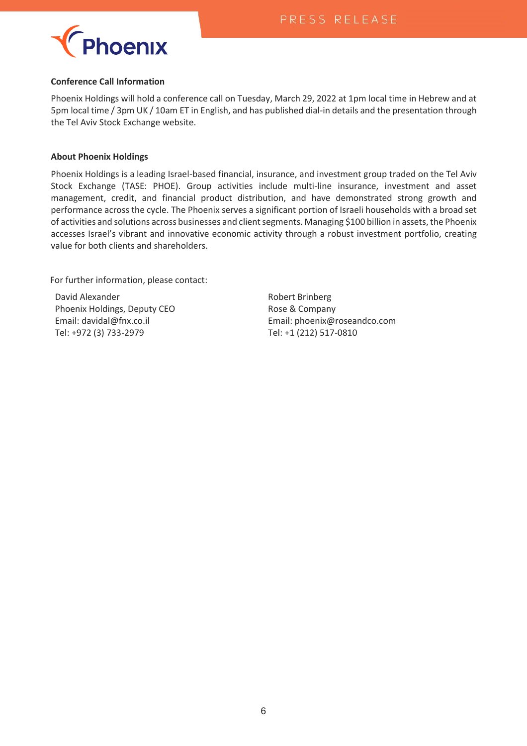### Conference Call Information

Phoenix Holdings will hold a conference call on Tuesday, March 29, 2022 at 1pm local time in Hebrew and at 5pm local time / 3pm UK / 10am ET in English, and has published dial-in details and the presentation through the Tel Aviv Stock Exchange website.

### About Phoenix Holdings

Phoenix Holdings is a leading Israel-based financial, insurance, and investment group traded on the Tel Aviv Stock Exchange (TASE: PHOE). Group activities include multi-line insurance, investment and asset management, credit, and financial product distribution, and have demonstrated strong growth and performance across the cycle. The Phoenix serves a significant portion of Israeli households with a broad set of activities and solutions across businesses and client segments. Managing $100 billion in assets, the Phoenix accesses Israel's vibrant and innovative economic activity through a robust investment portfolio, creating value for both clients and shareholders.

For further information, please contact:

David Alexander
Phoenix Holdings, Deputy CEO
Email: davidal@fnx.co.il
Tel: +972 (3) 733-2979

Robert Brinberg
Rose & Company
Email: phoenix@roseandco.com
Tel: +1 (212) 517-0810